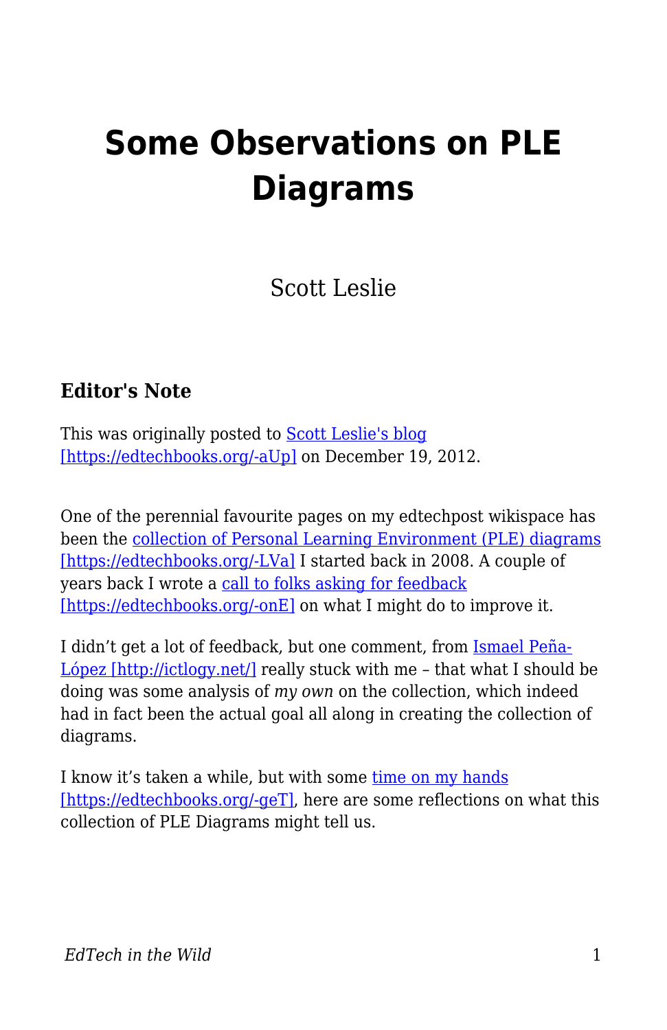# Some Observations on PLE Diagrams

Scott Leslie

### Editor's Note

This was originally posted to [Scott Leslie's blog [https://edtechbooks.org/-aUp]](https://edtechbooks.org/-aUp) on December 19, 2012.

One of the perennial favourite pages on my edtechpost wikispace has been the [collection of Personal Learning Environment (PLE) diagrams [https://edtechbooks.org/-LVa]](https://edtechbooks.org/-LVa) I started back in 2008. A couple of years back I wrote a [call to folks asking for feedback [https://edtechbooks.org/-onE]](https://edtechbooks.org/-onE) on what I might do to improve it.

I didn't get a lot of feedback, but one comment, from [Ismael Peña-López [http://ictlogy.net/]](http://ictlogy.net/) really stuck with me – that what I should be doing was some analysis of *my own* on the collection, which indeed had in fact been the actual goal all along in creating the collection of diagrams.

I know it's taken a while, but with some [time on my hands [https://edtechbooks.org/-geT]](https://edtechbooks.org/-geT), here are some reflections on what this collection of PLE Diagrams might tell us.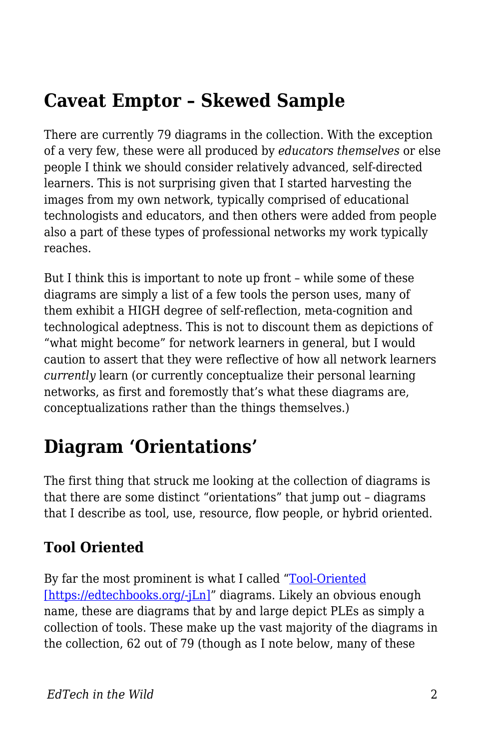## Caveat Emptor – Skewed Sample

There are currently 79 diagrams in the collection. With the exception of a very few, these were all produced by *educators themselves* or else people I think we should consider relatively advanced, self-directed learners. This is not surprising given that I started harvesting the images from my own network, typically comprised of educational technologists and educators, and then others were added from people also a part of these types of professional networks my work typically reaches.

But I think this is important to note up front – while some of these diagrams are simply a list of a few tools the person uses, many of them exhibit a HIGH degree of self-reflection, meta-cognition and technological adeptness. This is not to discount them as depictions of "what might become" for network learners in general, but I would caution to assert that they were reflective of how all network learners *currently* learn (or currently conceptualize their personal learning networks, as first and foremostly that's what these diagrams are, conceptualizations rather than the things themselves.)

## Diagram 'Orientations'

The first thing that struck me looking at the collection of diagrams is that there are some distinct "orientations" that jump out – diagrams that I describe as tool, use, resource, flow people, or hybrid oriented.

### Tool Oriented

By far the most prominent is what I called "Tool-Oriented [https://edtechbooks.org/-jLn]" diagrams. Likely an obvious enough name, these are diagrams that by and large depict PLEs as simply a collection of tools. These make up the vast majority of the diagrams in the collection, 62 out of 79 (though as I note below, many of these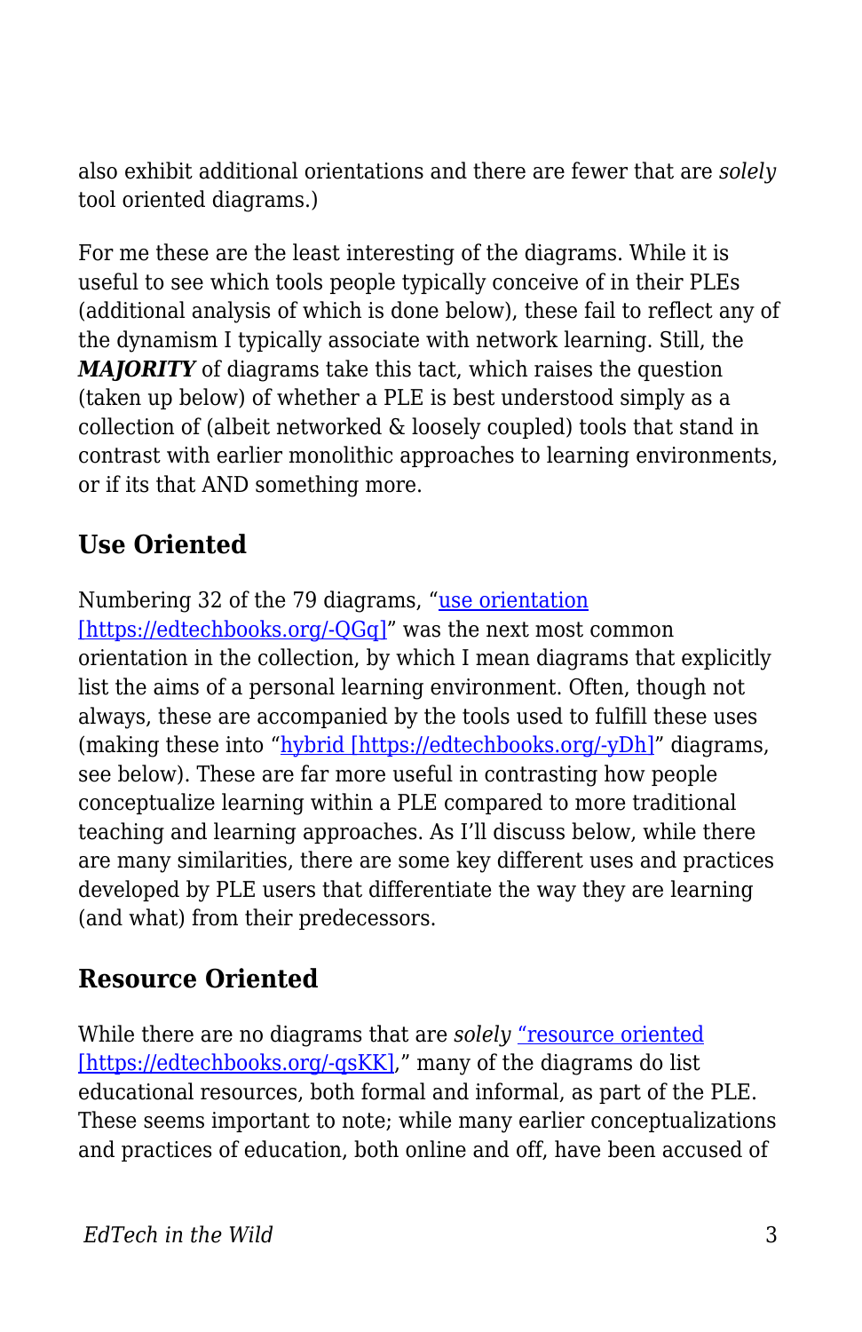also exhibit additional orientations and there are fewer that are *solely* tool oriented diagrams.)

For me these are the least interesting of the diagrams. While it is useful to see which tools people typically conceive of in their PLEs (additional analysis of which is done below), these fail to reflect any of the dynamism I typically associate with network learning. Still, the ***MAJORITY*** of diagrams take this tact, which raises the question (taken up below) of whether a PLE is best understood simply as a collection of (albeit networked & loosely coupled) tools that stand in contrast with earlier monolithic approaches to learning environments, or if its that AND something more.

## Use Oriented

Numbering 32 of the 79 diagrams, "use orientation [https://edtechbooks.org/-QGq]" was the next most common orientation in the collection, by which I mean diagrams that explicitly list the aims of a personal learning environment. Often, though not always, these are accompanied by the tools used to fulfill these uses (making these into "hybrid [https://edtechbooks.org/-yDh]" diagrams, see below). These are far more useful in contrasting how people conceptualize learning within a PLE compared to more traditional teaching and learning approaches. As I'll discuss below, while there are many similarities, there are some key different uses and practices developed by PLE users that differentiate the way they are learning (and what) from their predecessors.

## Resource Oriented

While there are no diagrams that are *solely* "resource oriented [https://edtechbooks.org/-qsKK]," many of the diagrams do list educational resources, both formal and informal, as part of the PLE. These seems important to note; while many earlier conceptualizations and practices of education, both online and off, have been accused of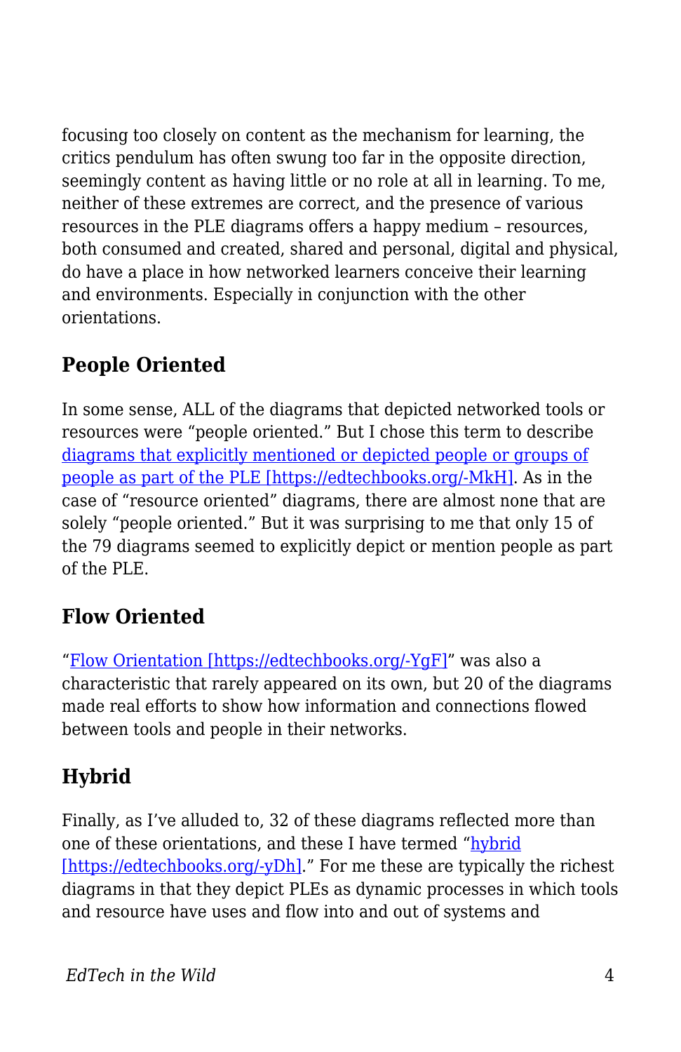focusing too closely on content as the mechanism for learning, the critics pendulum has often swung too far in the opposite direction, seemingly content as having little or no role at all in learning. To me, neither of these extremes are correct, and the presence of various resources in the PLE diagrams offers a happy medium – resources, both consumed and created, shared and personal, digital and physical, do have a place in how networked learners conceive their learning and environments. Especially in conjunction with the other orientations.

## People Oriented

In some sense, ALL of the diagrams that depicted networked tools or resources were "people oriented." But I chose this term to describe [diagrams that explicitly mentioned or depicted people or groups of people as part of the PLE [https://edtechbooks.org/-MkH]](https://edtechbooks.org/-MkH). As in the case of "resource oriented" diagrams, there are almost none that are solely "people oriented." But it was surprising to me that only 15 of the 79 diagrams seemed to explicitly depict or mention people as part of the PLE.

## Flow Oriented

"[Flow Orientation [https://edtechbooks.org/-YgF]](https://edtechbooks.org/-YgF)" was also a characteristic that rarely appeared on its own, but 20 of the diagrams made real efforts to show how information and connections flowed between tools and people in their networks.

## Hybrid

Finally, as I've alluded to, 32 of these diagrams reflected more than one of these orientations, and these I have termed "[hybrid [https://edtechbooks.org/-yDh]](https://edtechbooks.org/-yDh)." For me these are typically the richest diagrams in that they depict PLEs as dynamic processes in which tools and resource have uses and flow into and out of systems and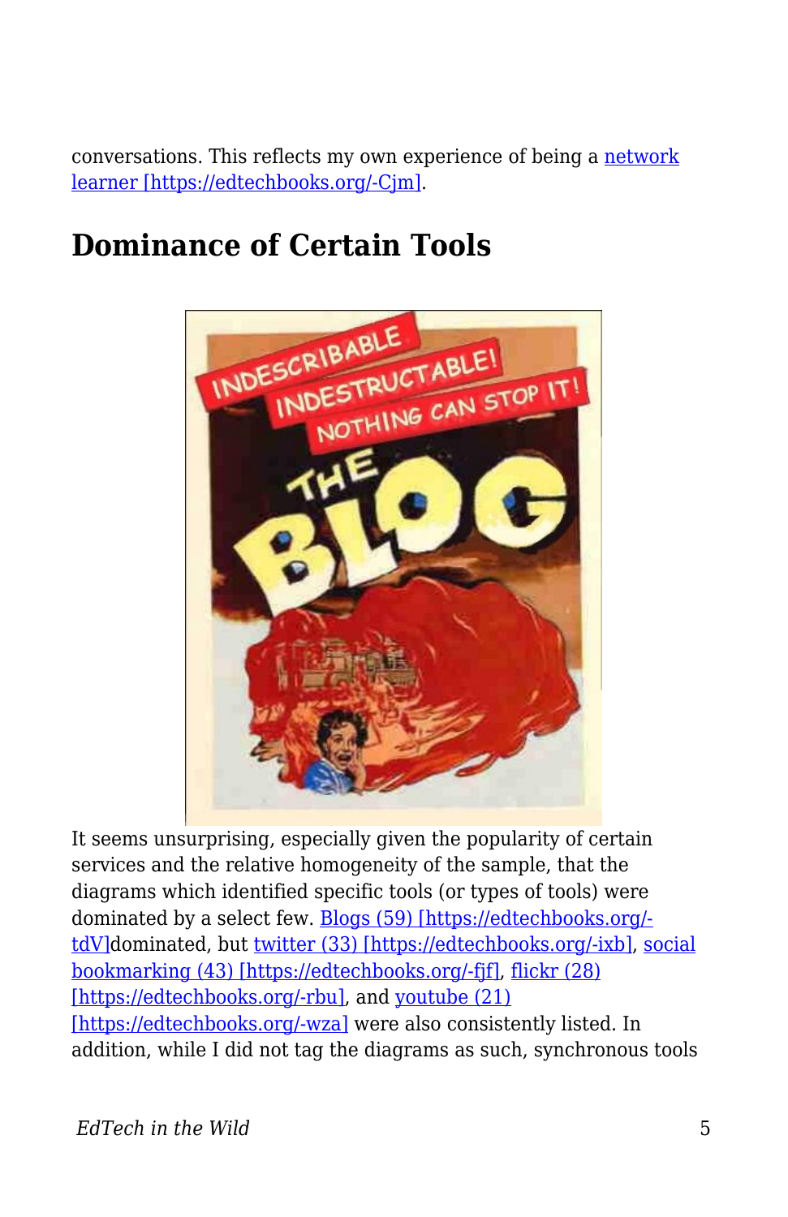conversations. This reflects my own experience of being a [network learner [https://edtechbooks.org/-Cjm]](https://edtechbooks.org/-Cjm).

## Dominance of Certain Tools

It seems unsurprising, especially given the popularity of certain services and the relative homogeneity of the sample, that the diagrams which identified specific tools (or types of tools) were dominated by a select few. [Blogs (59) [https://edtechbooks.org/-tdV]](https://edtechbooks.org/-tdV)dominated, but [twitter (33) [https://edtechbooks.org/-ixb]](https://edtechbooks.org/-ixb), [social bookmarking (43) [https://edtechbooks.org/-fjf]](https://edtechbooks.org/-fjf), [flickr (28) [https://edtechbooks.org/-rbu]](https://edtechbooks.org/-rbu), and [youtube (21) [https://edtechbooks.org/-wza]](https://edtechbooks.org/-wza) were also consistently listed. In addition, while I did not tag the diagrams as such, synchronous tools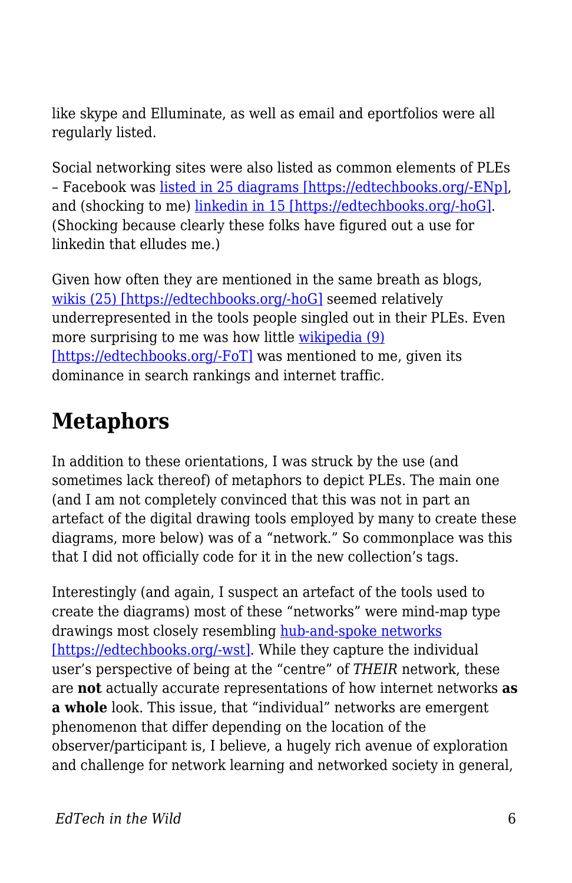like skype and Elluminate, as well as email and eportfolios were all regularly listed.

Social networking sites were also listed as common elements of PLEs – Facebook was [listed in 25 diagrams [https://edtechbooks.org/-ENp]](https://edtechbooks.org/-ENp), and (shocking to me) [linkedin in 15 [https://edtechbooks.org/-hoG]](https://edtechbooks.org/-hoG). (Shocking because clearly these folks have figured out a use for linkedin that elludes me.)

Given how often they are mentioned in the same breath as blogs, [wikis (25) [https://edtechbooks.org/-hoG]](https://edtechbooks.org/-hoG) seemed relatively underrepresented in the tools people singled out in their PLEs. Even more surprising to me was how little [wikipedia (9) [https://edtechbooks.org/-FoT]](https://edtechbooks.org/-FoT) was mentioned to me, given its dominance in search rankings and internet traffic.

## Metaphors

In addition to these orientations, I was struck by the use (and sometimes lack thereof) of metaphors to depict PLEs. The main one (and I am not completely convinced that this was not in part an artefact of the digital drawing tools employed by many to create these diagrams, more below) was of a "network." So commonplace was this that I did not officially code for it in the new collection's tags.

Interestingly (and again, I suspect an artefact of the tools used to create the diagrams) most of these "networks" were mind-map type drawings most closely resembling [hub-and-spoke networks [https://edtechbooks.org/-wst]](https://edtechbooks.org/-wst). While they capture the individual user's perspective of being at the "centre" of *THEIR* network, these are **not** actually accurate representations of how internet networks **as a whole** look. This issue, that "individual" networks are emergent phenomenon that differ depending on the location of the observer/participant is, I believe, a hugely rich avenue of exploration and challenge for network learning and networked society in general,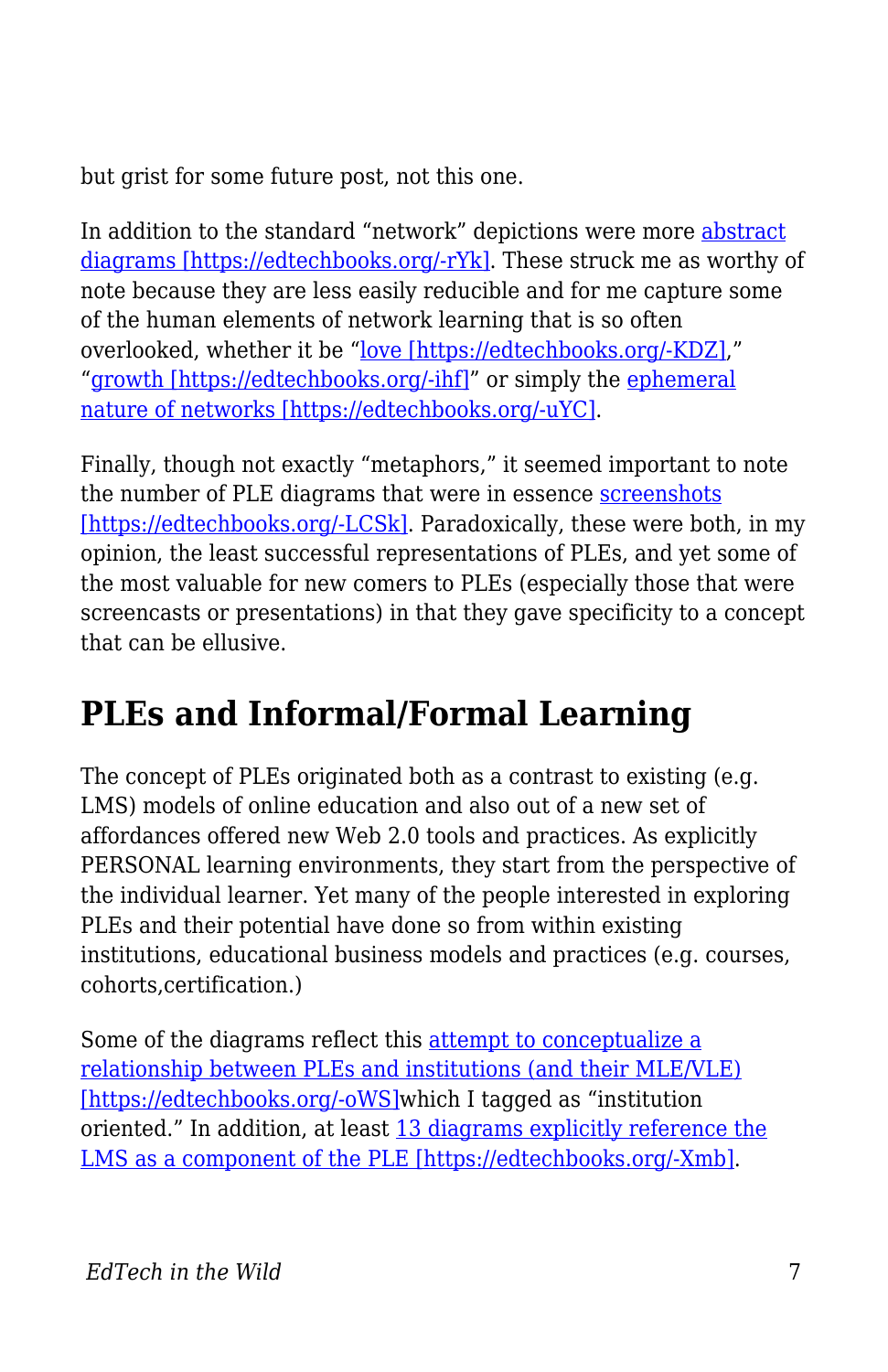but grist for some future post, not this one.

In addition to the standard "network" depictions were more [abstract diagrams [https://edtechbooks.org/-rYk]](https://edtechbooks.org/-rYk). These struck me as worthy of note because they are less easily reducible and for me capture some of the human elements of network learning that is so often overlooked, whether it be "[love [https://edtechbooks.org/-KDZ]](https://edtechbooks.org/-KDZ)," "[growth [https://edtechbooks.org/-ihf]](https://edtechbooks.org/-ihf)" or simply the [ephemeral nature of networks [https://edtechbooks.org/-uYC]](https://edtechbooks.org/-uYC).

Finally, though not exactly "metaphors," it seemed important to note the number of PLE diagrams that were in essence [screenshots [https://edtechbooks.org/-LCSk]](https://edtechbooks.org/-LCSk). Paradoxically, these were both, in my opinion, the least successful representations of PLEs, and yet some of the most valuable for new comers to PLEs (especially those that were screencasts or presentations) in that they gave specificity to a concept that can be elusive.

## PLEs and Informal/Formal Learning

The concept of PLEs originated both as a contrast to existing (e.g. LMS) models of online education and also out of a new set of affordances offered new Web 2.0 tools and practices. As explicitly PERSONAL learning environments, they start from the perspective of the individual learner. Yet many of the people interested in exploring PLEs and their potential have done so from within existing institutions, educational business models and practices (e.g. courses, cohorts,certification.)

Some of the diagrams reflect this [attempt to conceptualize a relationship between PLEs and institutions (and their MLE/VLE) [https://edtechbooks.org/-oWS]](https://edtechbooks.org/-oWS)which I tagged as "institution oriented." In addition, at least [13 diagrams explicitly reference the LMS as a component of the PLE [https://edtechbooks.org/-Xmb]](https://edtechbooks.org/-Xmb).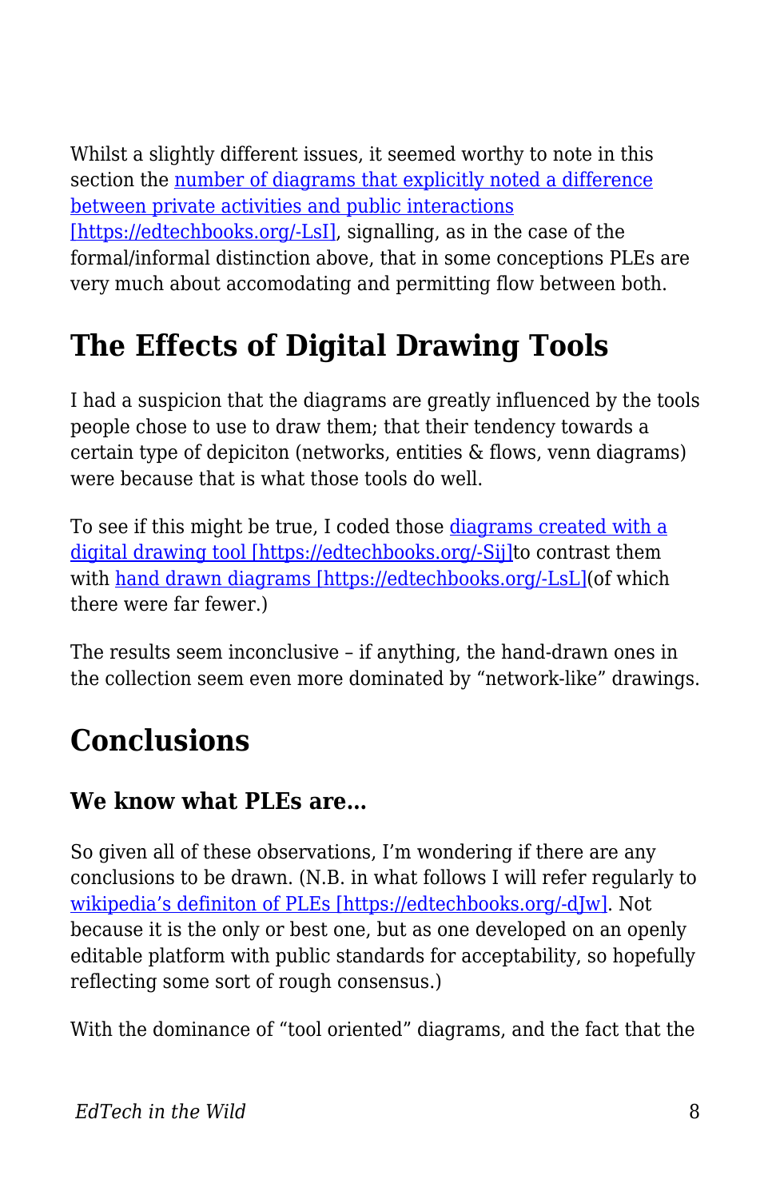Whilst a slightly different issues, it seemed worthy to note in this section the number of diagrams that explicitly noted a difference between private activities and public interactions [https://edtechbooks.org/-LsI], signalling, as in the case of the formal/informal distinction above, that in some conceptions PLEs are very much about accomodating and permitting flow between both.

## The Effects of Digital Drawing Tools

I had a suspicion that the diagrams are greatly influenced by the tools people chose to use to draw them; that their tendency towards a certain type of depiciton (networks, entities & flows, venn diagrams) were because that is what those tools do well.

To see if this might be true, I coded those diagrams created with a digital drawing tool [https://edtechbooks.org/-Sij]to contrast them with hand drawn diagrams [https://edtechbooks.org/-LsL](of which there were far fewer.)

The results seem inconclusive – if anything, the hand-drawn ones in the collection seem even more dominated by "network-like" drawings.

## Conclusions

### We know what PLEs are…

So given all of these observations, I'm wondering if there are any conclusions to be drawn. (N.B. in what follows I will refer regularly to wikipedia's definiton of PLEs [https://edtechbooks.org/-dJw]. Not because it is the only or best one, but as one developed on an openly editable platform with public standards for acceptability, so hopefully reflecting some sort of rough consensus.)

With the dominance of "tool oriented" diagrams, and the fact that the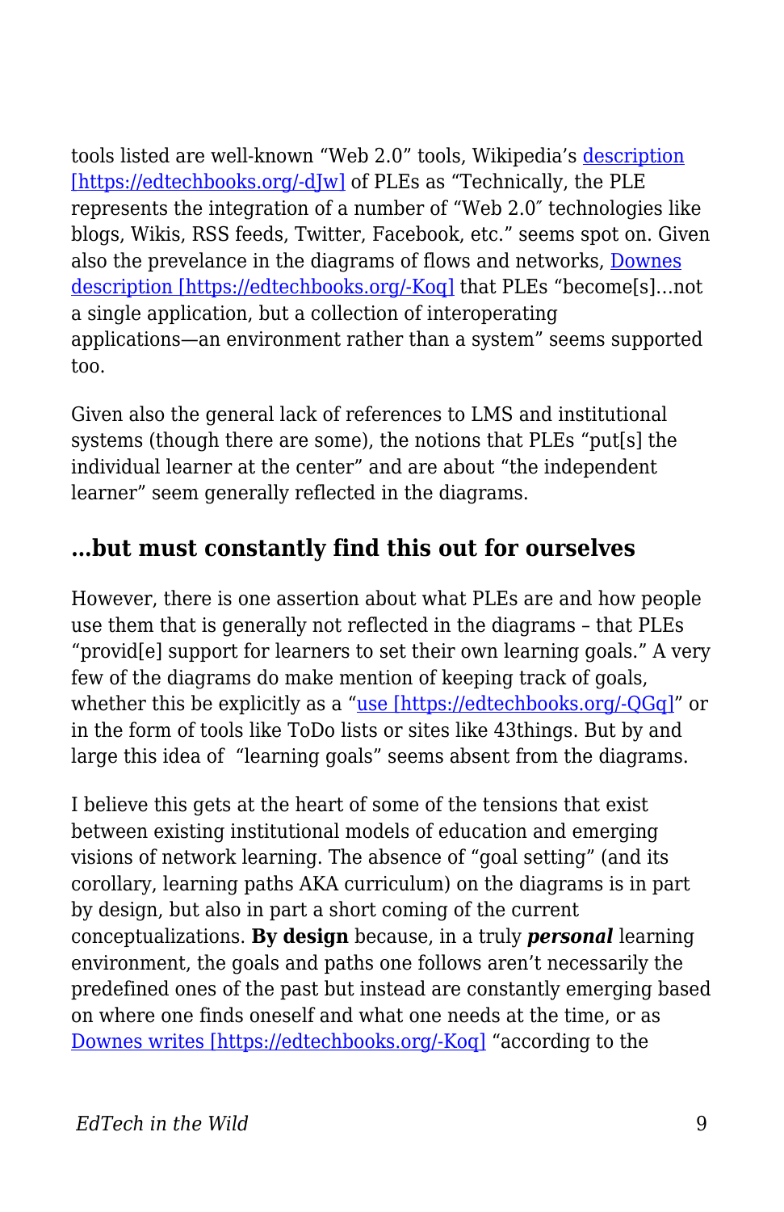tools listed are well-known “Web 2.0” tools, Wikipedia’s description [https://edtechbooks.org/-dJw] of PLEs as “Technically, the PLE represents the integration of a number of “Web 2.0″ technologies like blogs, Wikis, RSS feeds, Twitter, Facebook, etc.” seems spot on. Given also the prevelance in the diagrams of flows and networks, Downes description [https://edtechbooks.org/-Koq] that PLEs “become[s]…not a single application, but a collection of interoperating applications—an environment rather than a system” seems supported too.

Given also the general lack of references to LMS and institutional systems (though there are some), the notions that PLEs “put[s] the individual learner at the center” and are about “the independent learner” seem generally reflected in the diagrams.

## …but must constantly find this out for ourselves

However, there is one assertion about what PLEs are and how people use them that is generally not reflected in the diagrams – that PLEs “provid[e] support for learners to set their own learning goals.” A very few of the diagrams do make mention of keeping track of goals, whether this be explicitly as a “use [https://edtechbooks.org/-QGq]” or in the form of tools like ToDo lists or sites like 43things. But by and large this idea of  “learning goals” seems absent from the diagrams.

I believe this gets at the heart of some of the tensions that exist between existing institutional models of education and emerging visions of network learning. The absence of “goal setting” (and its corollary, learning paths AKA curriculum) on the diagrams is in part by design, but also in part a short coming of the current conceptualizations. **By design** because, in a truly ***personal*** learning environment, the goals and paths one follows aren’t necessarily the predefined ones of the past but instead are constantly emerging based on where one finds oneself and what one needs at the time, or as Downes writes [https://edtechbooks.org/-Koq] “according to the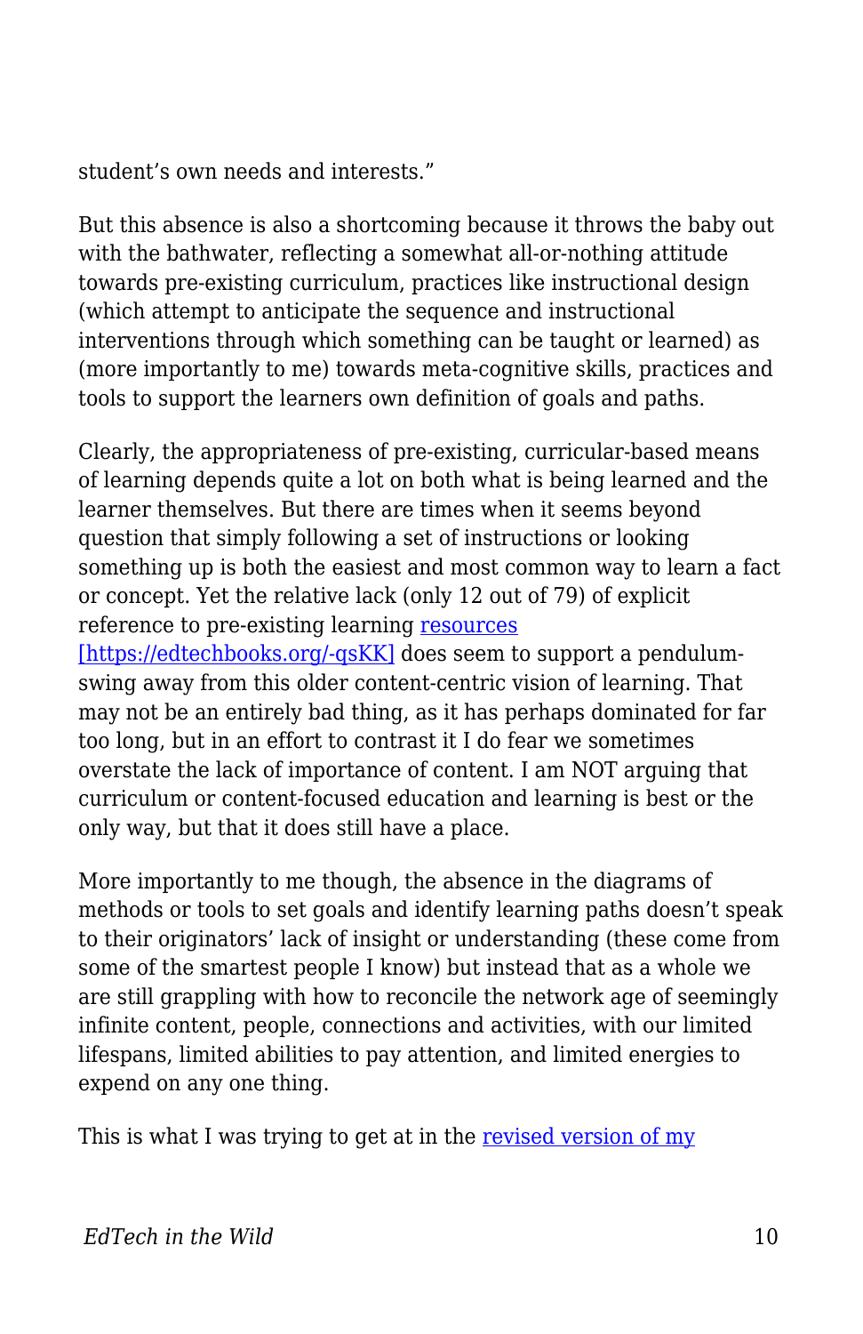student's own needs and interests."

But this absence is also a shortcoming because it throws the baby out with the bathwater, reflecting a somewhat all-or-nothing attitude towards pre-existing curriculum, practices like instructional design (which attempt to anticipate the sequence and instructional interventions through which something can be taught or learned) as (more importantly to me) towards meta-cognitive skills, practices and tools to support the learners own definition of goals and paths.

Clearly, the appropriateness of pre-existing, curricular-based means of learning depends quite a lot on both what is being learned and the learner themselves. But there are times when it seems beyond question that simply following a set of instructions or looking something up is both the easiest and most common way to learn a fact or concept. Yet the relative lack (only 12 out of 79) of explicit reference to pre-existing learning [resources [https://edtechbooks.org/-qsKK]](https://edtechbooks.org/-qsKK) does seem to support a pendulum-swing away from this older content-centric vision of learning. That may not be an entirely bad thing, as it has perhaps dominated for far too long, but in an effort to contrast it I do fear we sometimes overstate the lack of importance of content. I am NOT arguing that curriculum or content-focused education and learning is best or the only way, but that it does still have a place.

More importantly to me though, the absence in the diagrams of methods or tools to set goals and identify learning paths doesn't speak to their originators' lack of insight or understanding (these come from some of the smartest people I know) but instead that as a whole we are still grappling with how to reconcile the network age of seemingly infinite content, people, connections and activities, with our limited lifespans, limited abilities to pay attention, and limited energies to expend on any one thing.

This is what I was trying to get at in the revised version of my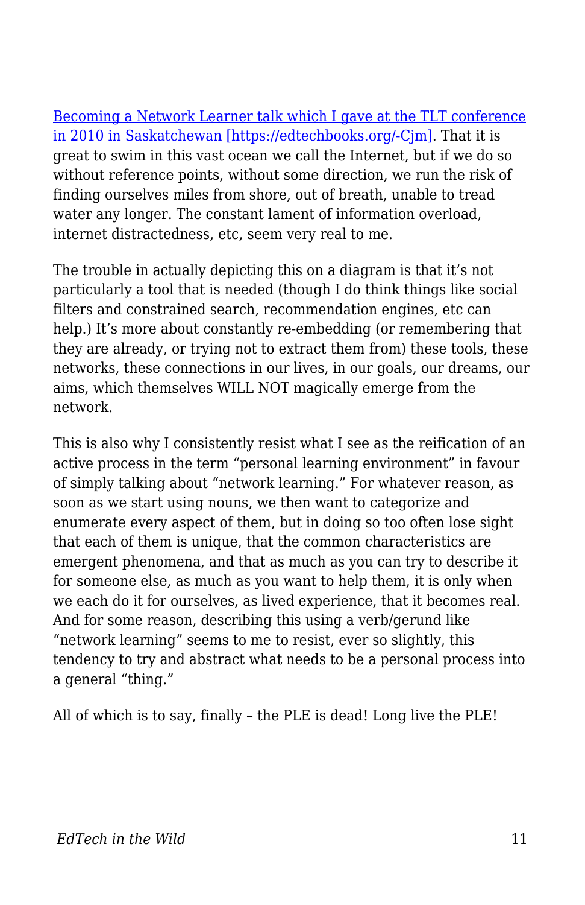[Becoming a Network Learner talk which I gave at the TLT conference in 2010 in Saskatchewan [https://edtechbooks.org/-Cjm]](https://edtechbooks.org/-Cjm). That it is great to swim in this vast ocean we call the Internet, but if we do so without reference points, without some direction, we run the risk of finding ourselves miles from shore, out of breath, unable to tread water any longer. The constant lament of information overload, internet distractedness, etc, seem very real to me.

The trouble in actually depicting this on a diagram is that it's not particularly a tool that is needed (though I do think things like social filters and constrained search, recommendation engines, etc can help.) It's more about constantly re-embedding (or remembering that they are already, or trying not to extract them from) these tools, these networks, these connections in our lives, in our goals, our dreams, our aims, which themselves WILL NOT magically emerge from the network.

This is also why I consistently resist what I see as the reification of an active process in the term "personal learning environment" in favour of simply talking about "network learning." For whatever reason, as soon as we start using nouns, we then want to categorize and enumerate every aspect of them, but in doing so too often lose sight that each of them is unique, that the common characteristics are emergent phenomena, and that as much as you can try to describe it for someone else, as much as you want to help them, it is only when we each do it for ourselves, as lived experience, that it becomes real. And for some reason, describing this using a verb/gerund like "network learning" seems to me to resist, ever so slightly, this tendency to try and abstract what needs to be a personal process into a general "thing."

All of which is to say, finally – the PLE is dead! Long live the PLE!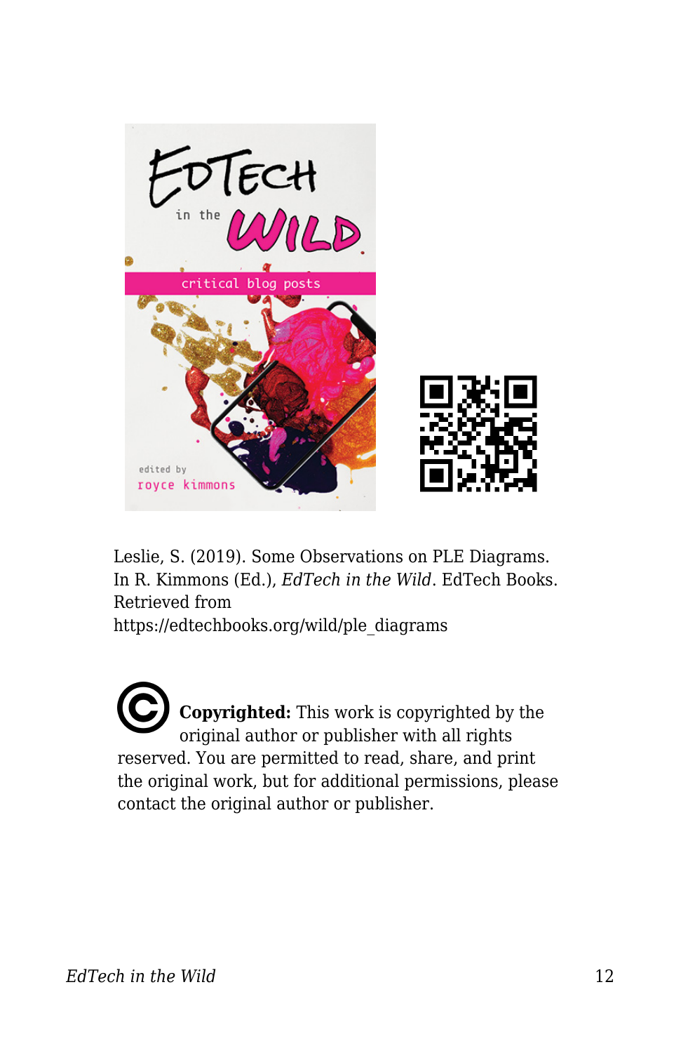Leslie, S. (2019). Some Observations on PLE Diagrams. In R. Kimmons (Ed.), *EdTech in the Wild*. EdTech Books. Retrieved from https://edtechbooks.org/wild/ple_diagrams

**Copyrighted:** This work is copyrighted by the original author or publisher with all rights reserved. You are permitted to read, share, and print the original work, but for additional permissions, please contact the original author or publisher.